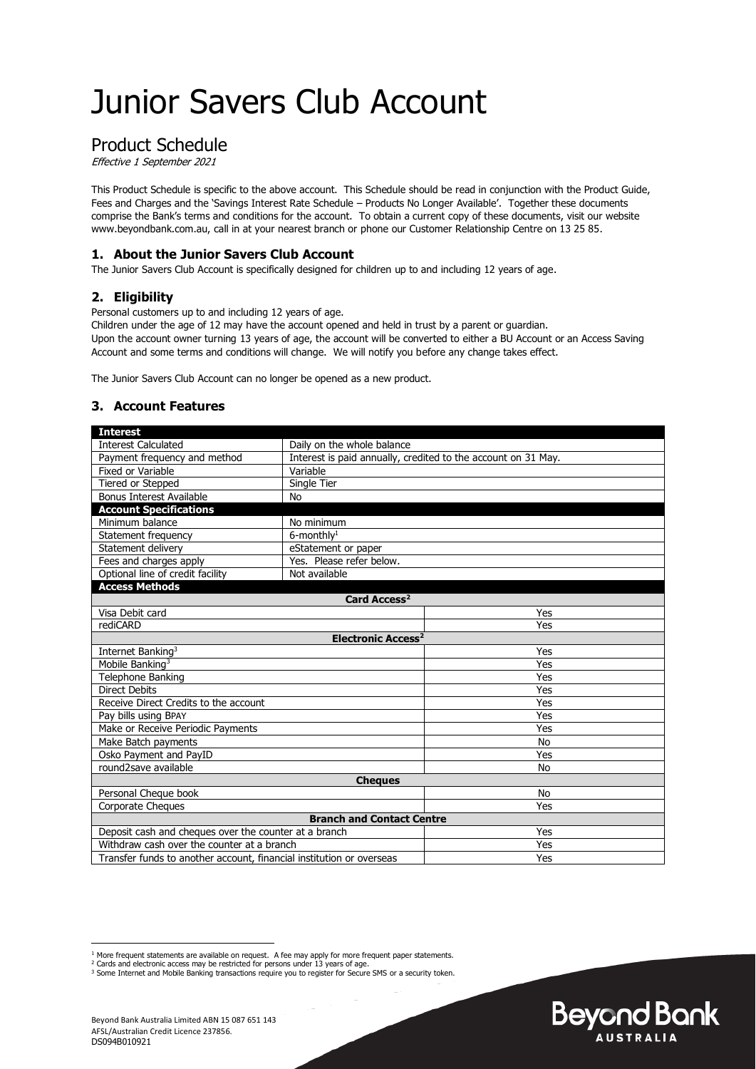# Junior Savers Club Account

## Product Schedule

*Effective 1 September 2021*

This Product Schedule is specific to the above account. This Schedule should be read in conjunction with the Product Guide, Fees and Charges and the 'Savings Interest Rate Schedule – Products No Longer Available'. Together these documents comprise the Bank's terms and conditions for the account. To obtain a current copy of these documents, visit our website www.beyondbank.com.au, call in at your nearest branch or phone our Customer Relationship Centre on 13 25 85.

### 1. About the Junior Savers Club Account

The Junior Savers Club Account is specifically designed for children up to and including 12 years of age.

### 2. Eligibility

Personal customers up to and including 12 years of age.
Children under the age of 12 may have the account opened and held in trust by a parent or guardian.
Upon the account owner turning 13 years of age, the account will be converted to either a BU Account or an Access Saving Account and some terms and conditions will change. We will notify you before any change takes effect.

The Junior Savers Club Account can no longer be opened as a new product.

### 3. Account Features

| **Interest** | |
|---|---|
| Interest Calculated | Daily on the whole balance |
| Payment frequency and method | Interest is paid annually, credited to the account on 31 May. |
| Fixed or Variable | Variable |
| Tiered or Stepped | Single Tier |
| Bonus Interest Available | No |
| **Account Specifications** | |
| Minimum balance | No minimum |
| Statement frequency | 6-monthly[1] |
| Statement delivery | eStatement or paper |
| Fees and charges apply | Yes. Please refer below. |
| Optional line of credit facility | Not available |

| **Access Methods** | |
|---|---|
| **Card Access[2]** | |
| Visa Debit card | Yes |
| rediCARD | Yes |
| **Electronic Access[2]** | |
| Internet Banking[3] | Yes |
| Mobile Banking[3] | Yes |
| Telephone Banking | Yes |
| Direct Debits | Yes |
| Receive Direct Credits to the account | Yes |
| Pay bills using BPAY | Yes |
| Make or Receive Periodic Payments | Yes |
| Make Batch payments | No |
| Osko Payment and PayID | Yes |
| round2save available | No |
| **Cheques** | |
| Personal Cheque book | No |
| Corporate Cheques | Yes |
| **Branch and Contact Centre** | |
| Deposit cash and cheques over the counter at a branch | Yes |
| Withdraw cash over the counter at a branch | Yes |
| Transfer funds to another account, financial institution or overseas | Yes |

[1] More frequent statements are available on request. A fee may apply for more frequent paper statements.
[2] Cards and electronic access may be restricted for persons under 13 years of age.
[3] Some Internet and Mobile Banking transactions require you to register for Secure SMS or a security token.

Beyond Bank Australia Limited ABN 15 087 651 143
AFSL/Australian Credit Licence 237856.
DS094B010921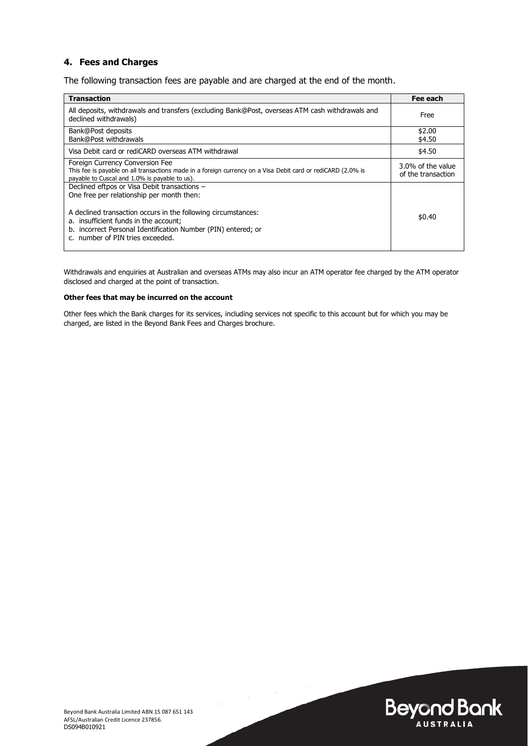## 4. Fees and Charges

The following transaction fees are payable and are charged at the end of the month.

| Transaction | Fee each |
| --- | --- |
| All deposits, withdrawals and transfers (excluding Bank@Post, overseas ATM cash withdrawals and declined withdrawals) | Free |
| Bank@Post deposits<br>Bank@Post withdrawals | \$2.00<br>\$4.50 |
| Visa Debit card or rediCARD overseas ATM withdrawal | \$4.50 |
| Foreign Currency Conversion Fee<br>This fee is payable on all transactions made in a foreign currency on a Visa Debit card or rediCARD (2.0% is payable to Cuscal and 1.0% is payable to us). | 3.0% of the value of the transaction |
| Declined eftpos or Visa Debit transactions –<br>One free per relationship per month then:<br><br>A declined transaction occurs in the following circumstances:<br>a. insufficient funds in the account;<br>b. incorrect Personal Identification Number (PIN) entered; or<br>c. number of PIN tries exceeded. | \$0.40 |

Withdrawals and enquiries at Australian and overseas ATMs may also incur an ATM operator fee charged by the ATM operator disclosed and charged at the point of transaction.

**Other fees that may be incurred on the account**

Other fees which the Bank charges for its services, including services not specific to this account but for which you may be charged, are listed in the Beyond Bank Fees and Charges brochure.

Beyond Bank Australia Limited ABN 15 087 651 143
AFSL/Australian Credit Licence 237856.
DS094B010921